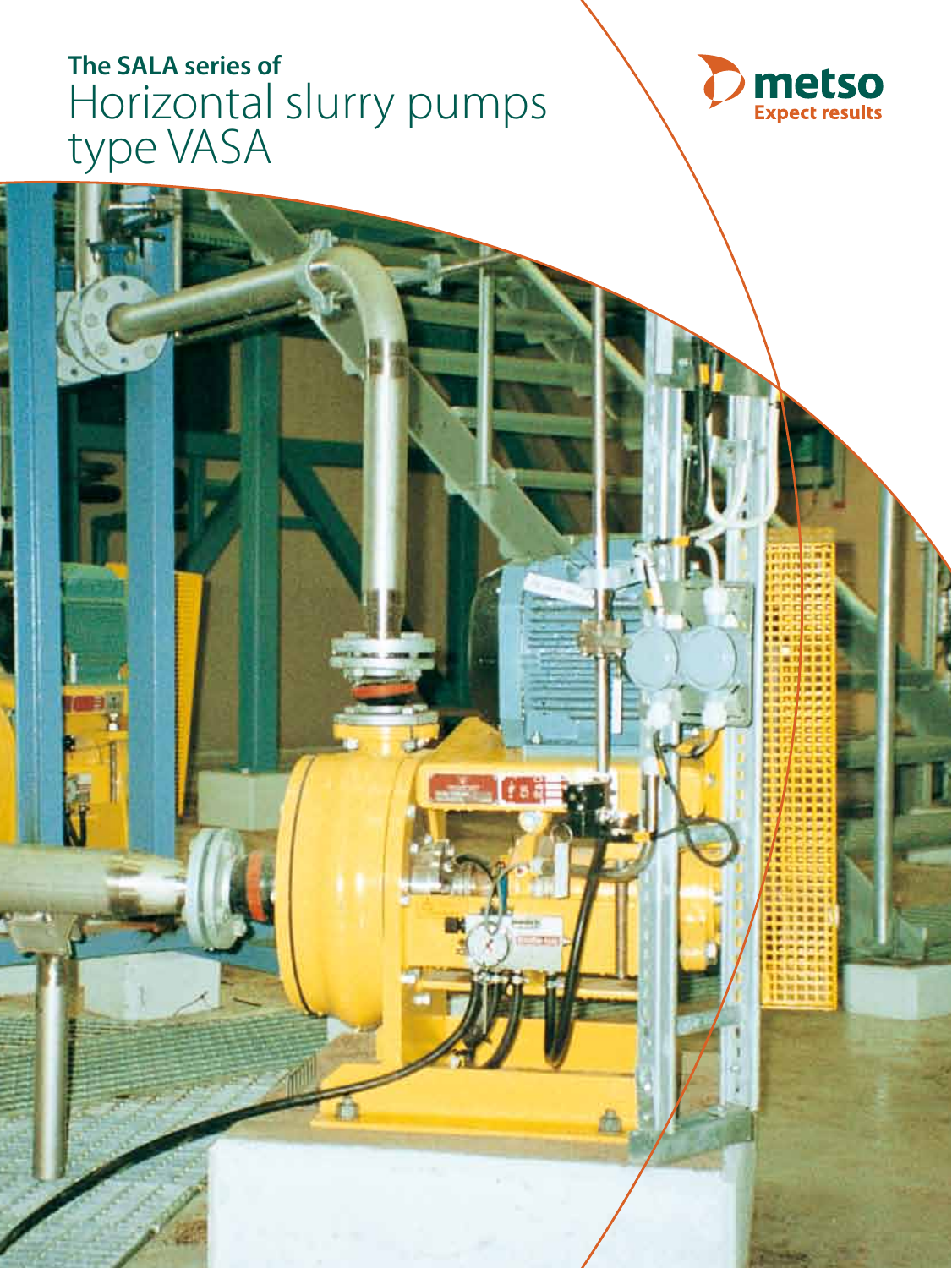**The SALA series of**

# Horizontal slurry pumps type VASA

metso
Expect results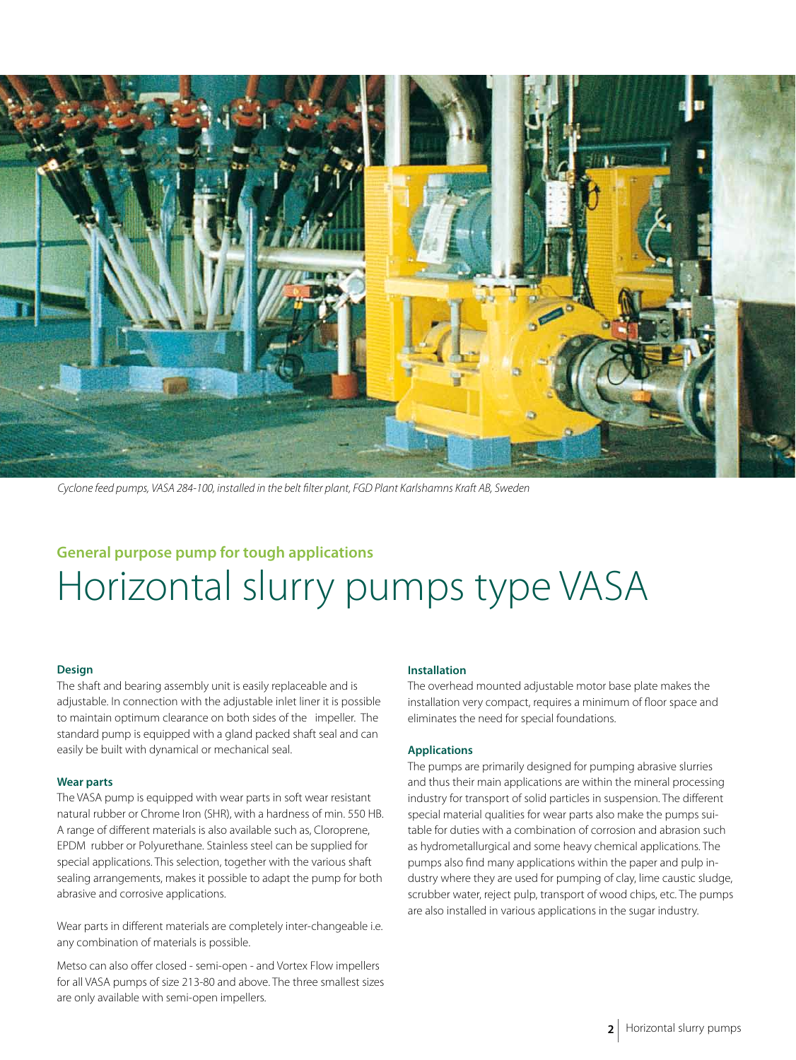*Cyclone feed pumps, VASA 284-100, installed in the belt filter plant, FGD Plant Karlshamns Kraft AB, Sweden*

## General purpose pump for tough applications

# Horizontal slurry pumps type VASA

### Design

The shaft and bearing assembly unit is easily replaceable and is adjustable. In connection with the adjustable inlet liner it is possible to maintain optimum clearance on both sides of the impeller. The standard pump is equipped with a gland packed shaft seal and can easily be built with dynamical or mechanical seal.

### Wear parts

The VASA pump is equipped with wear parts in soft wear resistant natural rubber or Chrome Iron (SHR), with a hardness of min. 550 HB. A range of different materials is also available such as, Cloroprene, EPDM rubber or Polyurethane. Stainless steel can be supplied for special applications. This selection, together with the various shaft sealing arrangements, makes it possible to adapt the pump for both abrasive and corrosive applications.

Wear parts in different materials are completely inter-changeable i.e. any combination of materials is possible.

Metso can also offer closed - semi-open - and Vortex Flow impellers for all VASA pumps of size 213-80 and above. The three smallest sizes are only available with semi-open impellers.

### Installation

The overhead mounted adjustable motor base plate makes the installation very compact, requires a minimum of floor space and eliminates the need for special foundations.

### Applications

The pumps are primarily designed for pumping abrasive slurries and thus their main applications are within the mineral processing industry for transport of solid particles in suspension. The different special material qualities for wear parts also make the pumps suitable for duties with a combination of corrosion and abrasion such as hydrometallurgical and some heavy chemical applications. The pumps also find many applications within the paper and pulp industry where they are used for pumping of clay, lime caustic sludge, scrubber water, reject pulp, transport of wood chips, etc. The pumps are also installed in various applications in the sugar industry.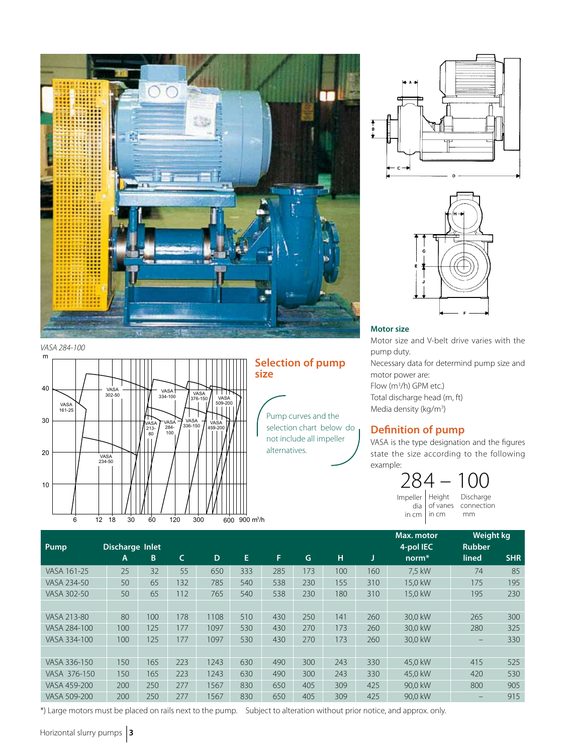*VASA 284-100*

## Selection of pump size

Pump curves and the selection chart below do not include all impeller alternatives.

### Motor size

Motor size and V-belt drive varies with the pump duty.

Necessary data for determind pump size and motor power are:

Flow ($m^3$/h) GPM etc.)

Total discharge head (m, ft)

Media density ($kg/m^3$)

## Definition of pump

VASA is the type designation and the figures state the size according to the following example:

**284 – 100**

| Impeller dia in cm | Height of vanes in cm | Discharge connection mm |
|---|---|---|
| 284 | – | 100 |

| Pump | Discharge A | Inlet B | C | D | E | F | G | H | J | Max. motor 4-pol IEC norm* | Weight kg Rubber lined | Weight kg SHR |
|---|---|---|---|---|---|---|---|---|---|---|---|---|
| VASA 161-25 | 25 | 32 | 55 | 650 | 333 | 285 | 173 | 100 | 160 | 7,5 kW | 74 | 85 |
| VASA 234-50 | 50 | 65 | 132 | 785 | 540 | 538 | 230 | 155 | 310 | 15,0 kW | 175 | 195 |
| VASA 302-50 | 50 | 65 | 112 | 765 | 540 | 538 | 230 | 180 | 310 | 15,0 kW | 195 | 230 |
| | | | | | | | | | | | | |
| VASA 213-80 | 80 | 100 | 178 | 1108 | 510 | 430 | 250 | 141 | 260 | 30,0 kW | 265 | 300 |
| VASA 284-100 | 100 | 125 | 177 | 1097 | 530 | 430 | 270 | 173 | 260 | 30,0 kW | 280 | 325 |
| VASA 334-100 | 100 | 125 | 177 | 1097 | 530 | 430 | 270 | 173 | 260 | 30,0 kW | – | 330 |
| | | | | | | | | | | | | |
| VASA 336-150 | 150 | 165 | 223 | 1243 | 630 | 490 | 300 | 243 | 330 | 45,0 kW | 415 | 525 |
| VASA 376-150 | 150 | 165 | 223 | 1243 | 630 | 490 | 300 | 243 | 330 | 45,0 kW | 420 | 530 |
| VASA 459-200 | 200 | 250 | 277 | 1567 | 830 | 650 | 405 | 309 | 425 | 90,0 kW | 800 | 905 |
| VASA 509-200 | 200 | 250 | 277 | 1567 | 830 | 650 | 405 | 309 | 425 | 90,0 kW | – | 915 |

*) Large motors must be placed on rails next to the pump. Subject to alteration without prior notice, and approx. only.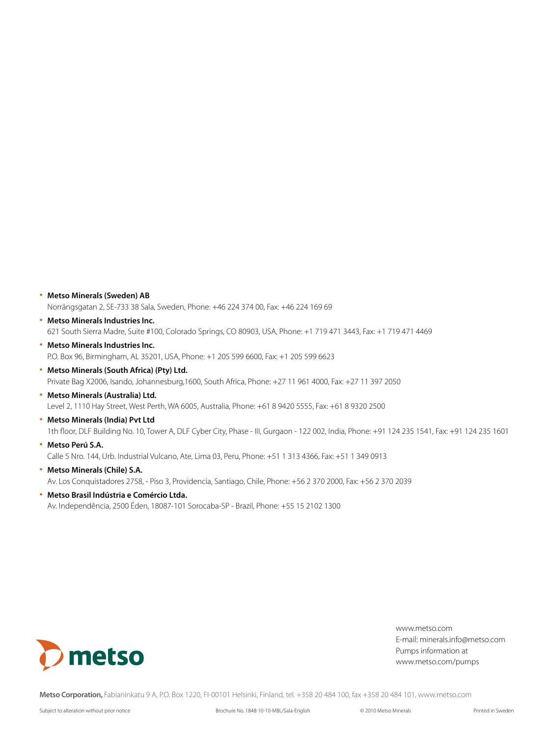- **Metso Minerals (Sweden) AB**
  Norrängsgatan 2, SE-733 38 Sala, Sweden, Phone: +46 224 374 00, Fax: +46 224 169 69
- **Metso Minerals Industries Inc.**
  621 South Sierra Madre, Suite #100, Colorado Springs, CO 80903, USA, Phone: +1 719 471 3443, Fax: +1 719 471 4469
- **Metso Minerals Industries Inc.**
  P.O. Box 96, Birmingham, AL 35201, USA, Phone: +1 205 599 6600, Fax: +1 205 599 6623
- **Metso Minerals (South Africa) (Pty) Ltd.**
  Private Bag X2006, Isando, Johannesburg,1600, South Africa, Phone: +27 11 961 4000, Fax: +27 11 397 2050
- **Metso Minerals (Australia) Ltd.**
  Level 2, 1110 Hay Street, West Perth, WA 6005, Australia, Phone: +61 8 9420 5555, Fax: +61 8 9320 2500
- **Metso Minerals (India) Pvt Ltd**
  1th floor, DLF Building No. 10, Tower A, DLF Cyber City, Phase - III, Gurgaon - 122 002, India, Phone: +91 124 235 1541, Fax: +91 124 235 1601
- **Metso Perú S.A.**
  Calle 5 Nro. 144, Urb. Industrial Vulcano, Ate, Lima 03, Peru, Phone: +51 1 313 4366, Fax: +51 1 349 0913
- **Metso Minerals (Chile) S.A.**
  Av. Los Conquistadores 2758, - Piso 3, Providencia, Santiago, Chile, Phone: +56 2 370 2000, Fax: +56 2 370 2039
- **Metso Brasil Indústria e Comércio Ltda.**
  Av. Independência, 2500 Éden, 18087-101 Sorocaba-SP - Brazil, Phone: +55 15 2102 1300

metso

www.metso.com
E-mail: minerals.info@metso.com
Pumps information at
www.metso.com/pumps

**Metso Corporation,** Fabianinkatu 9 A, P.O. Box 1220, FI-00101 Helsinki, Finland, tel. +358 20 484 100, fax +358 20 484 101, www.metso.com

Subject to alteration without prior notice | Brochure No. 1848-10-10-MBL/Sala-English | © 2010 Metso Minerals | Printed in Sweden